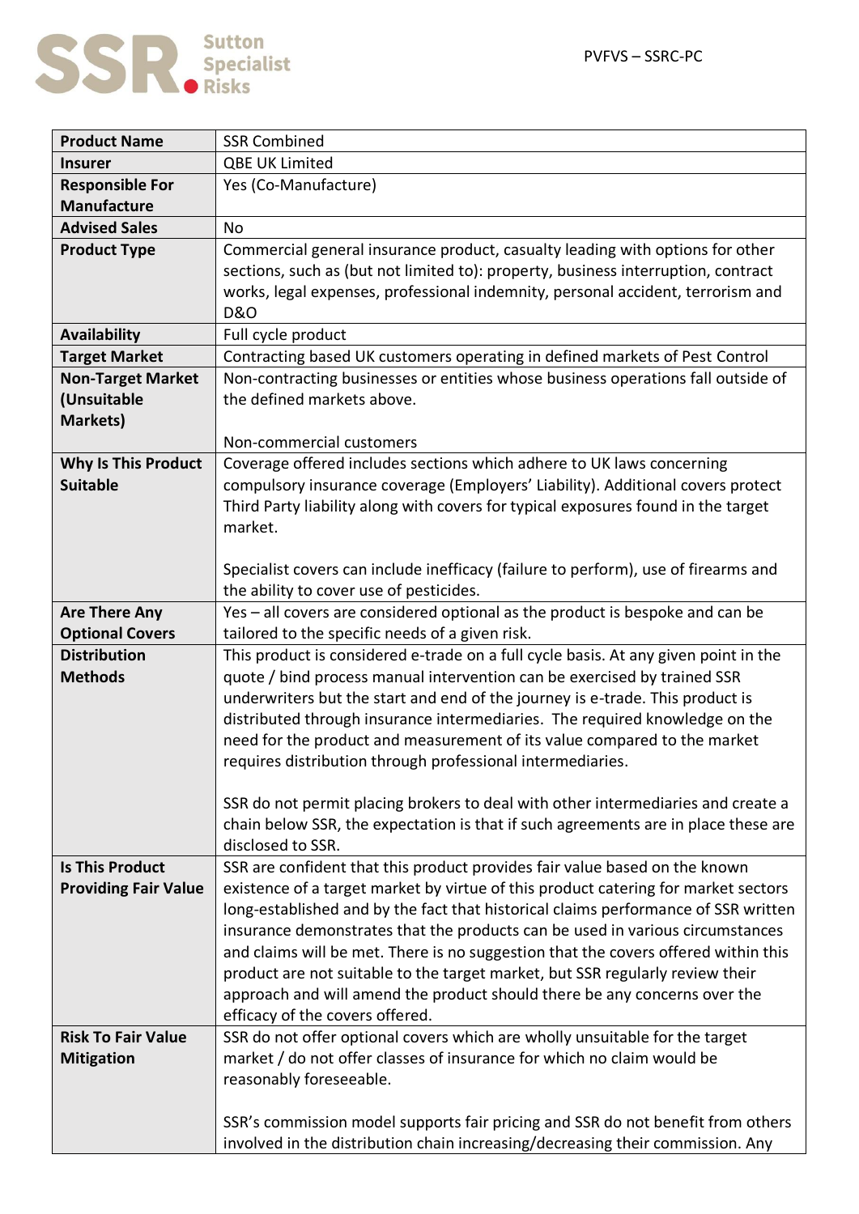PVFVS – SSRC-PC

| Product Name | SSR Combined |
|---|---|
| **Insurer** | QBE UK Limited |
| **Responsible For Manufacture** | Yes (Co-Manufacture) |
| **Advised Sales** | No |
| **Product Type** | Commercial general insurance product, casualty leading with options for other sections, such as (but not limited to): property, business interruption, contract works, legal expenses, professional indemnity, personal accident, terrorism and D&O |
| **Availability** | Full cycle product |
| **Target Market** | Contracting based UK customers operating in defined markets of Pest Control |
| **Non-Target Market (Unsuitable Markets)** | Non-contracting businesses or entities whose business operations fall outside of the defined markets above.<br><br>Non-commercial customers |
| **Why Is This Product Suitable** | Coverage offered includes sections which adhere to UK laws concerning compulsory insurance coverage (Employers' Liability). Additional covers protect Third Party liability along with covers for typical exposures found in the target market.<br><br>Specialist covers can include inefficacy (failure to perform), use of firearms and the ability to cover use of pesticides. |
| **Are There Any Optional Covers** | Yes – all covers are considered optional as the product is bespoke and can be tailored to the specific needs of a given risk. |
| **Distribution Methods** | This product is considered e-trade on a full cycle basis. At any given point in the quote / bind process manual intervention can be exercised by trained SSR underwriters but the start and end of the journey is e-trade. This product is distributed through insurance intermediaries. The required knowledge on the need for the product and measurement of its value compared to the market requires distribution through professional intermediaries.<br><br>SSR do not permit placing brokers to deal with other intermediaries and create a chain below SSR, the expectation is that if such agreements are in place these are disclosed to SSR. |
| **Is This Product Providing Fair Value** | SSR are confident that this product provides fair value based on the known existence of a target market by virtue of this product catering for market sectors long-established and by the fact that historical claims performance of SSR written insurance demonstrates that the products can be used in various circumstances and claims will be met. There is no suggestion that the covers offered within this product are not suitable to the target market, but SSR regularly review their approach and will amend the product should there be any concerns over the efficacy of the covers offered. |
| **Risk To Fair Value Mitigation** | SSR do not offer optional covers which are wholly unsuitable for the target market / do not offer classes of insurance for which no claim would be reasonably foreseeable.<br><br>SSR's commission model supports fair pricing and SSR do not benefit from others involved in the distribution chain increasing/decreasing their commission. Any |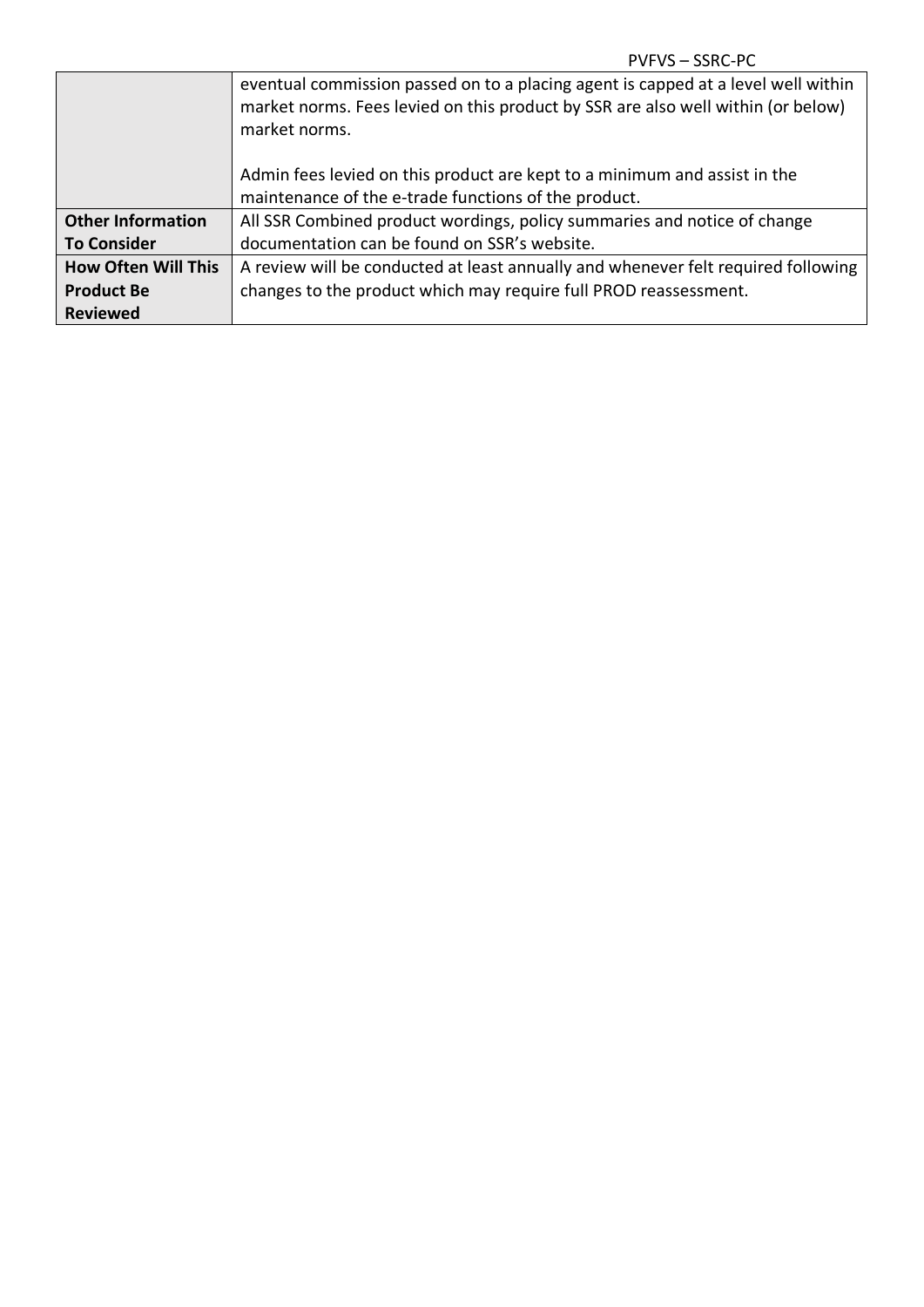| | |
|---|---|
| | eventual commission passed on to a placing agent is capped at a level well within market norms. Fees levied on this product by SSR are also well within (or below) market norms.<br><br>Admin fees levied on this product are kept to a minimum and assist in the maintenance of the e-trade functions of the product. |
| **Other Information To Consider** | All SSR Combined product wordings, policy summaries and notice of change documentation can be found on SSR's website. |
| **How Often Will This Product Be Reviewed** | A review will be conducted at least annually and whenever felt required following changes to the product which may require full PROD reassessment. |